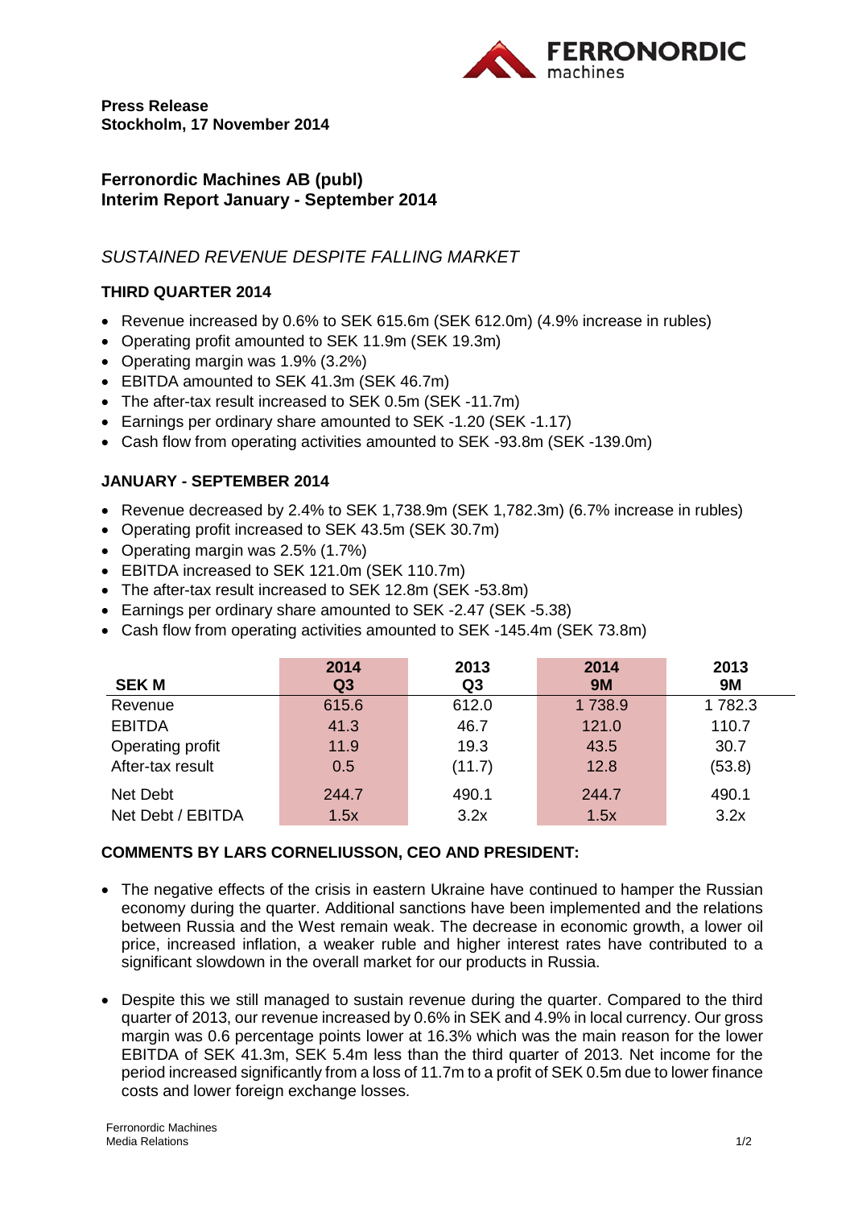**Press Release**
**Stockholm, 17 November 2014**

## Ferronordic Machines AB (publ)
## Interim Report January - September 2014

*SUSTAINED REVENUE DESPITE FALLING MARKET*

### THIRD QUARTER 2014

- Revenue increased by 0.6% to SEK 615.6m (SEK 612.0m) (4.9% increase in rubles)
- Operating profit amounted to SEK 11.9m (SEK 19.3m)
- Operating margin was 1.9% (3.2%)
- EBITDA amounted to SEK 41.3m (SEK 46.7m)
- The after-tax result increased to SEK 0.5m (SEK -11.7m)
- Earnings per ordinary share amounted to SEK -1.20 (SEK -1.17)
- Cash flow from operating activities amounted to SEK -93.8m (SEK -139.0m)

### JANUARY - SEPTEMBER 2014

- Revenue decreased by 2.4% to SEK 1,738.9m (SEK 1,782.3m) (6.7% increase in rubles)
- Operating profit increased to SEK 43.5m (SEK 30.7m)
- Operating margin was 2.5% (1.7%)
- EBITDA increased to SEK 121.0m (SEK 110.7m)
- The after-tax result increased to SEK 12.8m (SEK -53.8m)
- Earnings per ordinary share amounted to SEK -2.47 (SEK -5.38)
- Cash flow from operating activities amounted to SEK -145.4m (SEK 73.8m)

| SEK M | 2014 Q3 | 2013 Q3 | 2014 9M | 2013 9M |
|---|---|---|---|---|
| Revenue | 615.6 | 612.0 | 1 738.9 | 1 782.3 |
| EBITDA | 41.3 | 46.7 | 121.0 | 110.7 |
| Operating profit | 11.9 | 19.3 | 43.5 | 30.7 |
| After-tax result | 0.5 | (11.7) | 12.8 | (53.8) |
| Net Debt | 244.7 | 490.1 | 244.7 | 490.1 |
| Net Debt / EBITDA | 1.5x | 3.2x | 1.5x | 3.2x |

### COMMENTS BY LARS CORNELIUSSON, CEO AND PRESIDENT:

- The negative effects of the crisis in eastern Ukraine have continued to hamper the Russian economy during the quarter. Additional sanctions have been implemented and the relations between Russia and the West remain weak. The decrease in economic growth, a lower oil price, increased inflation, a weaker ruble and higher interest rates have contributed to a significant slowdown in the overall market for our products in Russia.

- Despite this we still managed to sustain revenue during the quarter. Compared to the third quarter of 2013, our revenue increased by 0.6% in SEK and 4.9% in local currency. Our gross margin was 0.6 percentage points lower at 16.3% which was the main reason for the lower EBITDA of SEK 41.3m, SEK 5.4m less than the third quarter of 2013. Net income for the period increased significantly from a loss of 11.7m to a profit of SEK 0.5m due to lower finance costs and lower foreign exchange losses.

Ferronordic Machines
Media Relations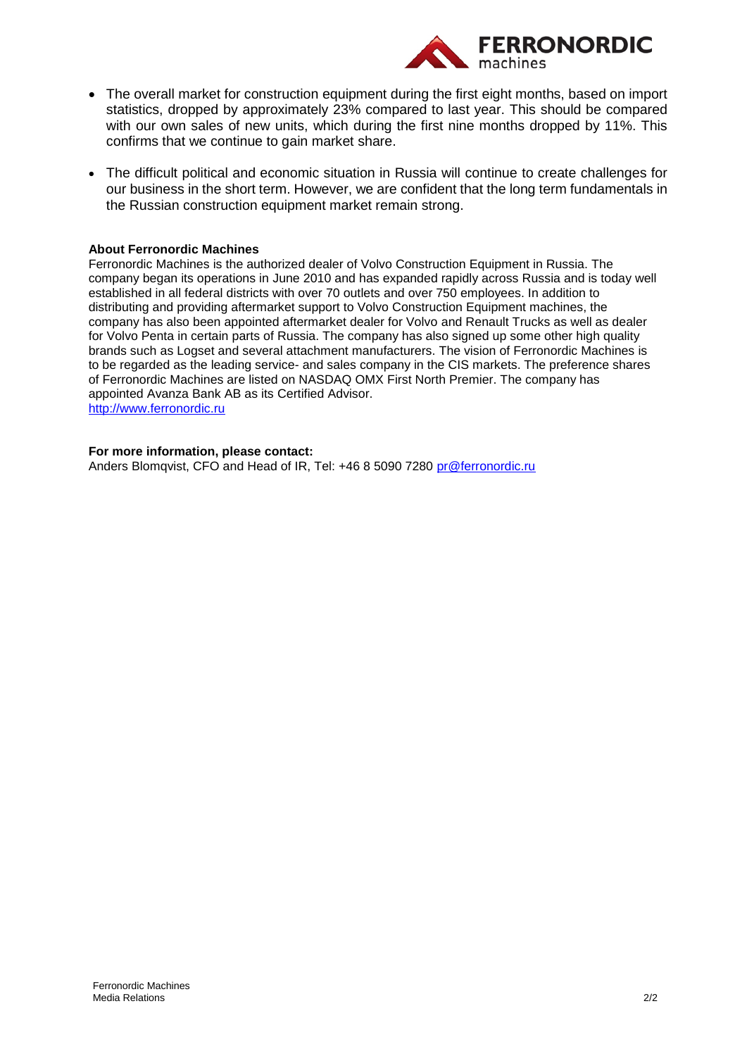- The overall market for construction equipment during the first eight months, based on import statistics, dropped by approximately 23% compared to last year. This should be compared with our own sales of new units, which during the first nine months dropped by 11%. This confirms that we continue to gain market share.
- The difficult political and economic situation in Russia will continue to create challenges for our business in the short term. However, we are confident that the long term fundamentals in the Russian construction equipment market remain strong.

**About Ferronordic Machines**

Ferronordic Machines is the authorized dealer of Volvo Construction Equipment in Russia. The company began its operations in June 2010 and has expanded rapidly across Russia and is today well established in all federal districts with over 70 outlets and over 750 employees. In addition to distributing and providing aftermarket support to Volvo Construction Equipment machines, the company has also been appointed aftermarket dealer for Volvo and Renault Trucks as well as dealer for Volvo Penta in certain parts of Russia. The company has also signed up some other high quality brands such as Logset and several attachment manufacturers. The vision of Ferronordic Machines is to be regarded as the leading service- and sales company in the CIS markets. The preference shares of Ferronordic Machines are listed on NASDAQ OMX First North Premier. The company has appointed Avanza Bank AB as its Certified Advisor.
http://www.ferronordic.ru

**For more information, please contact:**

Anders Blomqvist, CFO and Head of IR, Tel: +46 8 5090 7280 pr@ferronordic.ru